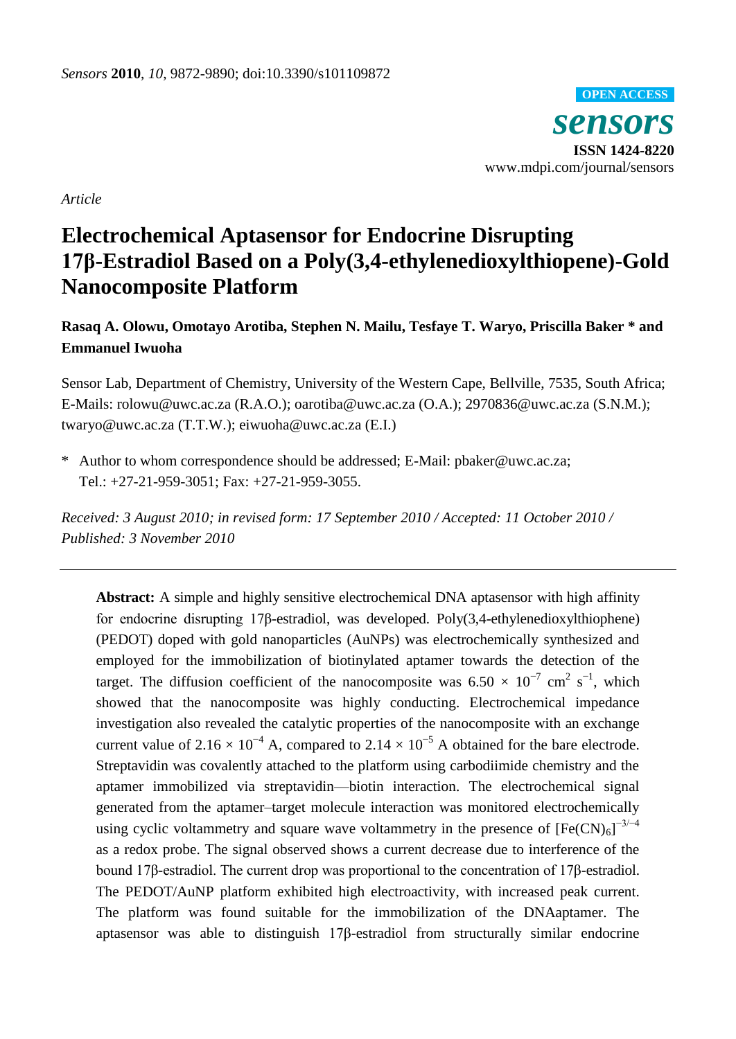*Sensors* **2010**, *10*, 9872-9890; doi:10.3390/s101109872

**OPEN ACCESS**

***sensors***

**ISSN 1424-8220**

www.mdpi.com/journal/sensors

*Article*

# Electrochemical Aptasensor for Endocrine Disrupting 17β-Estradiol Based on a Poly(3,4-ethylenedioxylthiopene)-Gold Nanocomposite Platform

**Rasaq A. Olowu, Omotayo Arotiba, Stephen N. Mailu, Tesfaye T. Waryo, Priscilla Baker * and Emmanuel Iwuoha**

Sensor Lab, Department of Chemistry, University of the Western Cape, Bellville, 7535, South Africa; E-Mails: rolowu@uwc.ac.za (R.A.O.); oarotiba@uwc.ac.za (O.A.); 2970836@uwc.ac.za (S.N.M.); twaryo@uwc.ac.za (T.T.W.); eiwuoha@uwc.ac.za (E.I.)

\* Author to whom correspondence should be addressed; E-Mail: pbaker@uwc.ac.za; Tel.: +27-21-959-3051; Fax: +27-21-959-3055.

*Received: 3 August 2010; in revised form: 17 September 2010 / Accepted: 11 October 2010 / Published: 3 November 2010*

---

**Abstract:** A simple and highly sensitive electrochemical DNA aptasensor with high affinity for endocrine disrupting 17β-estradiol, was developed. Poly(3,4-ethylenedioxylthiophene) (PEDOT) doped with gold nanoparticles (AuNPs) was electrochemically synthesized and employed for the immobilization of biotinylated aptamer towards the detection of the target. The diffusion coefficient of the nanocomposite was $6.50 \times 10^{-7}$ cm$^2$ s$^{-1}$, which showed that the nanocomposite was highly conducting. Electrochemical impedance investigation also revealed the catalytic properties of the nanocomposite with an exchange current value of $2.16 \times 10^{-4}$ A, compared to $2.14 \times 10^{-5}$ A obtained for the bare electrode. Streptavidin was covalently attached to the platform using carbodiimide chemistry and the aptamer immobilized via streptavidin—biotin interaction. The electrochemical signal generated from the aptamer–target molecule interaction was monitored electrochemically using cyclic voltammetry and square wave voltammetry in the presence of $[Fe(CN)_6]^{-3/-4}$ as a redox probe. The signal observed shows a current decrease due to interference of the bound 17β-estradiol. The current drop was proportional to the concentration of 17β-estradiol. The PEDOT/AuNP platform exhibited high electroactivity, with increased peak current. The platform was found suitable for the immobilization of the DNAaptamer. The aptasensor was able to distinguish 17β-estradiol from structurally similar endocrine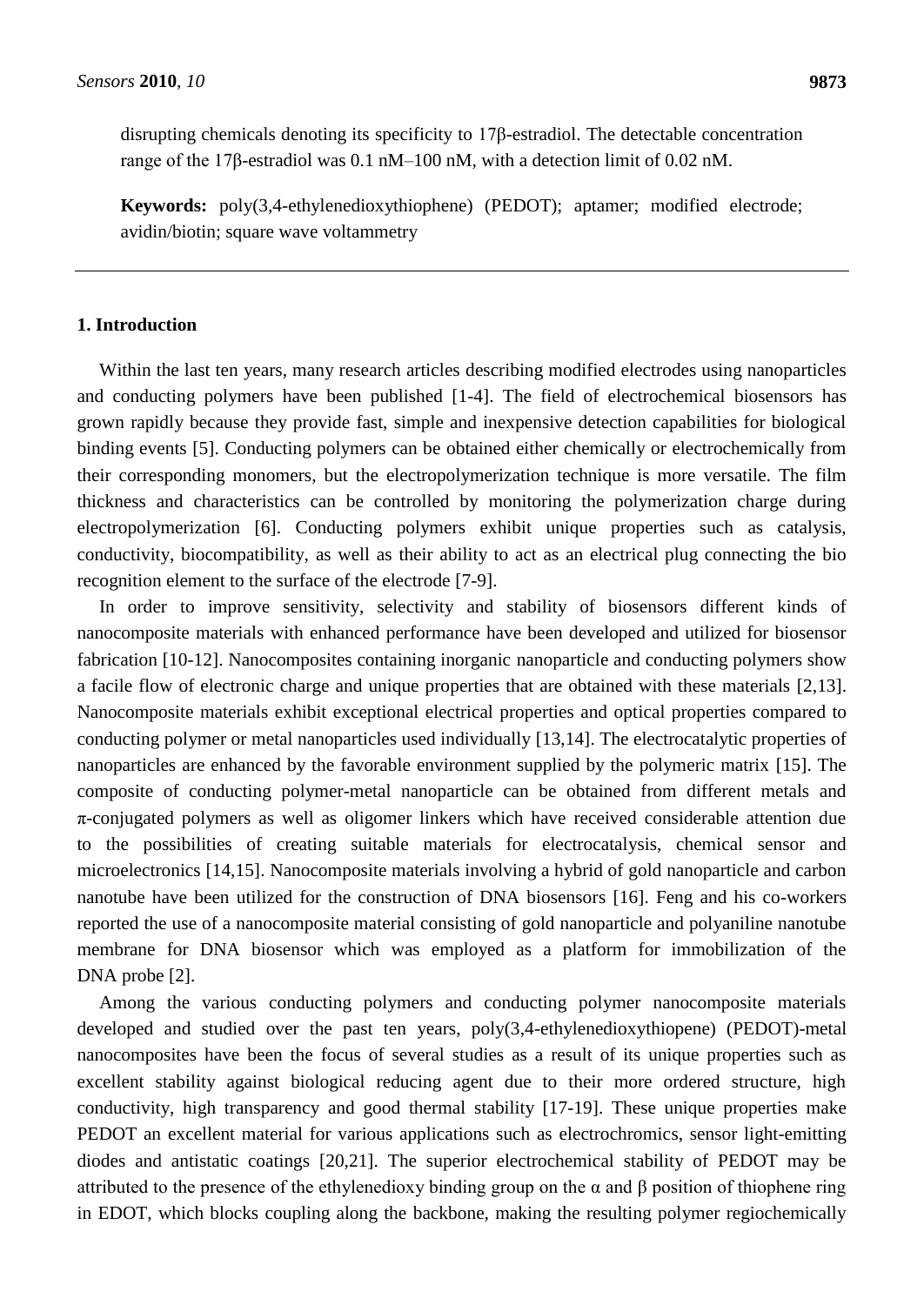disrupting chemicals denoting its specificity to 17β-estradiol. The detectable concentration range of the 17β-estradiol was 0.1 nM–100 nM, with a detection limit of 0.02 nM.

**Keywords:** poly(3,4-ethylenedioxythiophene) (PEDOT); aptamer; modified electrode; avidin/biotin; square wave voltammetry

## 1. Introduction

Within the last ten years, many research articles describing modified electrodes using nanoparticles and conducting polymers have been published [1-4]. The field of electrochemical biosensors has grown rapidly because they provide fast, simple and inexpensive detection capabilities for biological binding events [5]. Conducting polymers can be obtained either chemically or electrochemically from their corresponding monomers, but the electropolymerization technique is more versatile. The film thickness and characteristics can be controlled by monitoring the polymerization charge during electropolymerization [6]. Conducting polymers exhibit unique properties such as catalysis, conductivity, biocompatibility, as well as their ability to act as an electrical plug connecting the bio recognition element to the surface of the electrode [7-9].

In order to improve sensitivity, selectivity and stability of biosensors different kinds of nanocomposite materials with enhanced performance have been developed and utilized for biosensor fabrication [10-12]. Nanocomposites containing inorganic nanoparticle and conducting polymers show a facile flow of electronic charge and unique properties that are obtained with these materials [2,13]. Nanocomposite materials exhibit exceptional electrical properties and optical properties compared to conducting polymer or metal nanoparticles used individually [13,14]. The electrocatalytic properties of nanoparticles are enhanced by the favorable environment supplied by the polymeric matrix [15]. The composite of conducting polymer-metal nanoparticle can be obtained from different metals and π-conjugated polymers as well as oligomer linkers which have received considerable attention due to the possibilities of creating suitable materials for electrocatalysis, chemical sensor and microelectronics [14,15]. Nanocomposite materials involving a hybrid of gold nanoparticle and carbon nanotube have been utilized for the construction of DNA biosensors [16]. Feng and his co-workers reported the use of a nanocomposite material consisting of gold nanoparticle and polyaniline nanotube membrane for DNA biosensor which was employed as a platform for immobilization of the DNA probe [2].

Among the various conducting polymers and conducting polymer nanocomposite materials developed and studied over the past ten years, poly(3,4-ethylenedioxythiopene) (PEDOT)-metal nanocomposites have been the focus of several studies as a result of its unique properties such as excellent stability against biological reducing agent due to their more ordered structure, high conductivity, high transparency and good thermal stability [17-19]. These unique properties make PEDOT an excellent material for various applications such as electrochromics, sensor light-emitting diodes and antistatic coatings [20,21]. The superior electrochemical stability of PEDOT may be attributed to the presence of the ethylenedioxy binding group on the α and β position of thiophene ring in EDOT, which blocks coupling along the backbone, making the resulting polymer regiochemically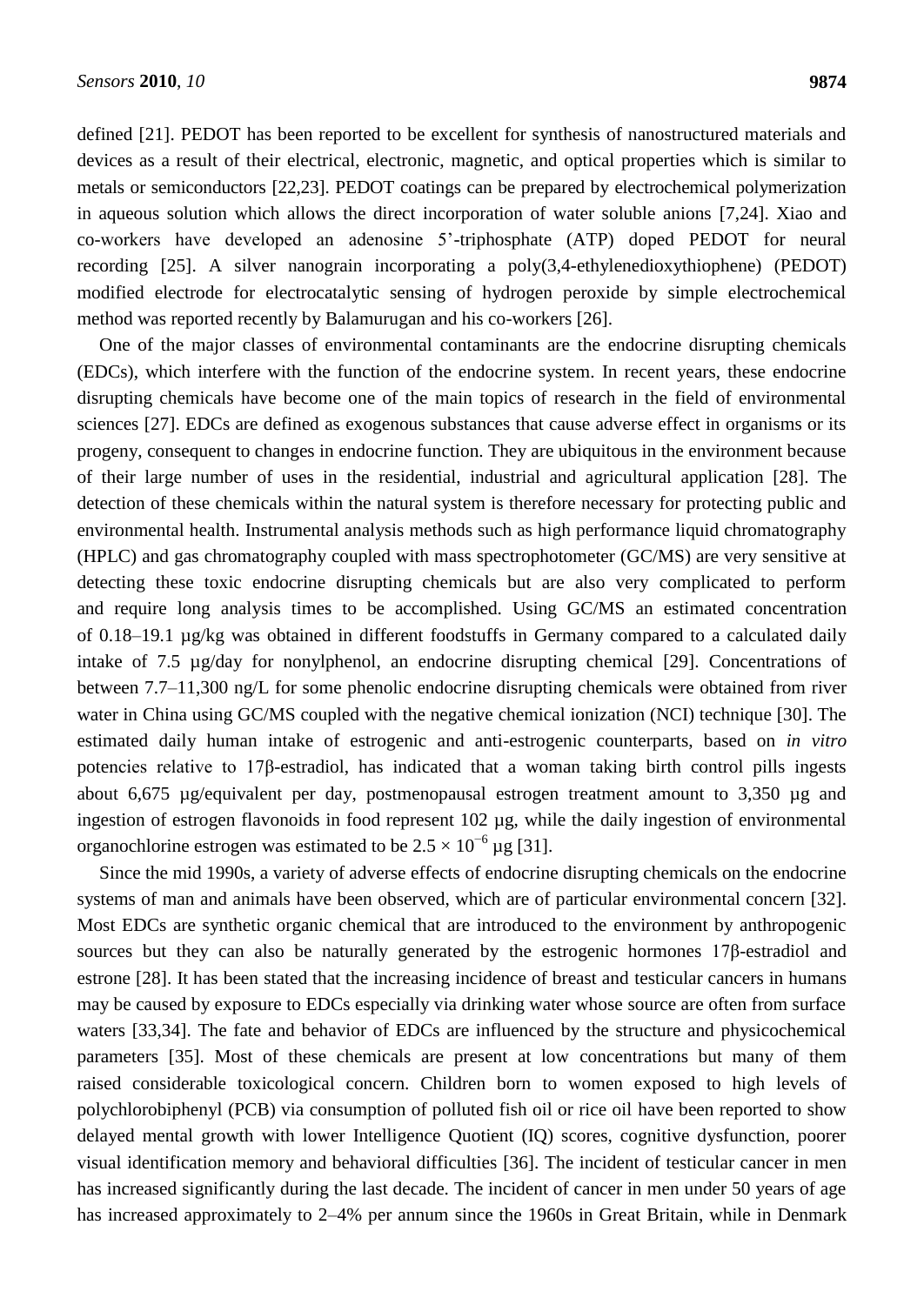defined [21]. PEDOT has been reported to be excellent for synthesis of nanostructured materials and devices as a result of their electrical, electronic, magnetic, and optical properties which is similar to metals or semiconductors [22,23]. PEDOT coatings can be prepared by electrochemical polymerization in aqueous solution which allows the direct incorporation of water soluble anions [7,24]. Xiao and co-workers have developed an adenosine 5'-triphosphate (ATP) doped PEDOT for neural recording [25]. A silver nanograin incorporating a poly(3,4-ethylenedioxythiophene) (PEDOT) modified electrode for electrocatalytic sensing of hydrogen peroxide by simple electrochemical method was reported recently by Balamurugan and his co-workers [26].

One of the major classes of environmental contaminants are the endocrine disrupting chemicals (EDCs), which interfere with the function of the endocrine system. In recent years, these endocrine disrupting chemicals have become one of the main topics of research in the field of environmental sciences [27]. EDCs are defined as exogenous substances that cause adverse effect in organisms or its progeny, consequent to changes in endocrine function. They are ubiquitous in the environment because of their large number of uses in the residential, industrial and agricultural application [28]. The detection of these chemicals within the natural system is therefore necessary for protecting public and environmental health. Instrumental analysis methods such as high performance liquid chromatography (HPLC) and gas chromatography coupled with mass spectrophotometer (GC/MS) are very sensitive at detecting these toxic endocrine disrupting chemicals but are also very complicated to perform and require long analysis times to be accomplished. Using GC/MS an estimated concentration of 0.18–19.1 µg/kg was obtained in different foodstuffs in Germany compared to a calculated daily intake of 7.5 µg/day for nonylphenol, an endocrine disrupting chemical [29]. Concentrations of between 7.7–11,300 ng/L for some phenolic endocrine disrupting chemicals were obtained from river water in China using GC/MS coupled with the negative chemical ionization (NCI) technique [30]. The estimated daily human intake of estrogenic and anti-estrogenic counterparts, based on *in vitro* potencies relative to 17β-estradiol, has indicated that a woman taking birth control pills ingests about 6,675 µg/equivalent per day, postmenopausal estrogen treatment amount to 3,350 µg and ingestion of estrogen flavonoids in food represent 102 µg, while the daily ingestion of environmental organochlorine estrogen was estimated to be $2.5 \times 10^{-6}$ µg [31].

Since the mid 1990s, a variety of adverse effects of endocrine disrupting chemicals on the endocrine systems of man and animals have been observed, which are of particular environmental concern [32]. Most EDCs are synthetic organic chemical that are introduced to the environment by anthropogenic sources but they can also be naturally generated by the estrogenic hormones 17β-estradiol and estrone [28]. It has been stated that the increasing incidence of breast and testicular cancers in humans may be caused by exposure to EDCs especially via drinking water whose source are often from surface waters [33,34]. The fate and behavior of EDCs are influenced by the structure and physicochemical parameters [35]. Most of these chemicals are present at low concentrations but many of them raised considerable toxicological concern. Children born to women exposed to high levels of polychlorobiphenyl (PCB) via consumption of polluted fish oil or rice oil have been reported to show delayed mental growth with lower Intelligence Quotient (IQ) scores, cognitive dysfunction, poorer visual identification memory and behavioral difficulties [36]. The incident of testicular cancer in men has increased significantly during the last decade. The incident of cancer in men under 50 years of age has increased approximately to 2–4% per annum since the 1960s in Great Britain, while in Denmark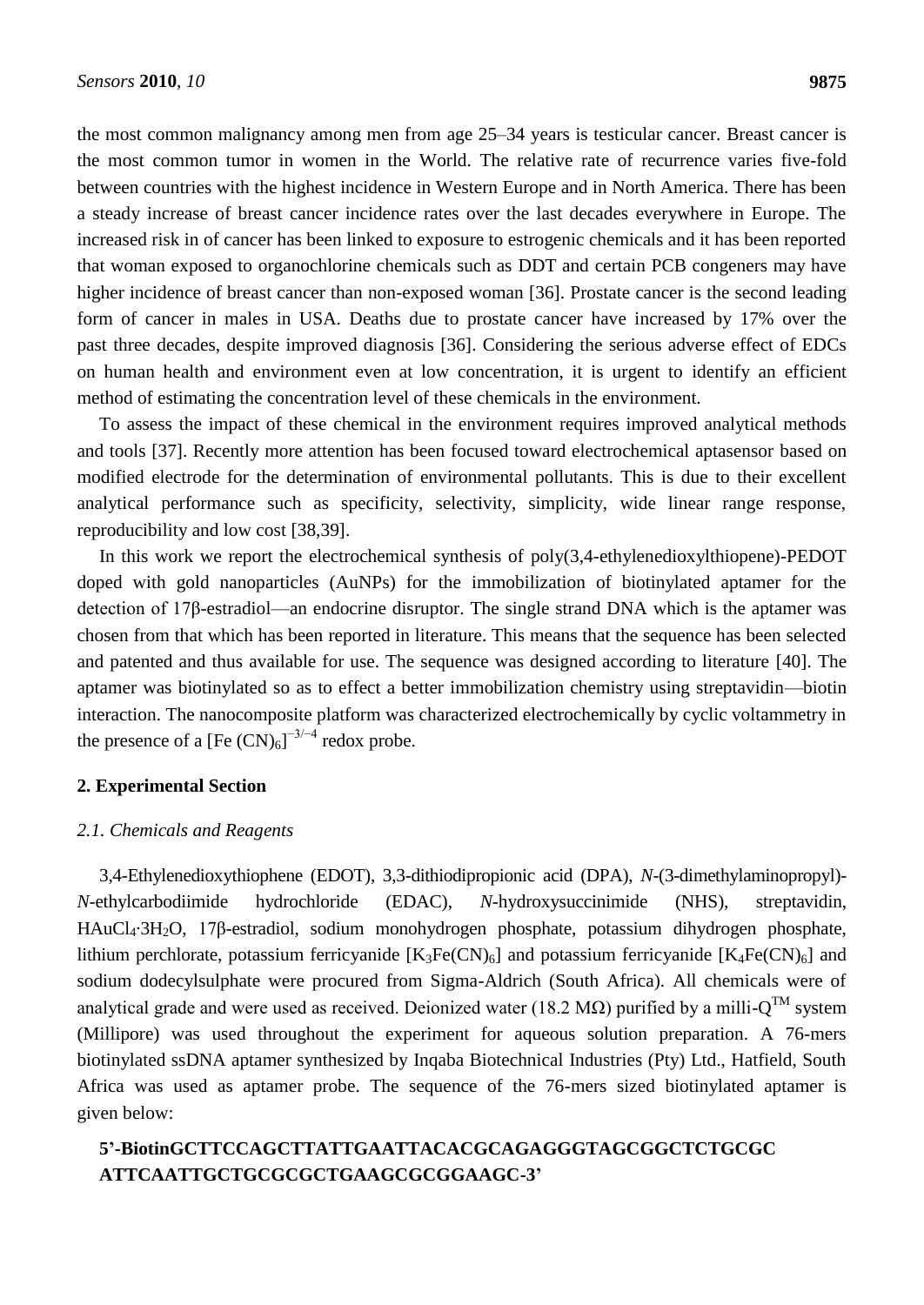the most common malignancy among men from age 25–34 years is testicular cancer. Breast cancer is the most common tumor in women in the World. The relative rate of recurrence varies five-fold between countries with the highest incidence in Western Europe and in North America. There has been a steady increase of breast cancer incidence rates over the last decades everywhere in Europe. The increased risk in of cancer has been linked to exposure to estrogenic chemicals and it has been reported that woman exposed to organochlorine chemicals such as DDT and certain PCB congeners may have higher incidence of breast cancer than non-exposed woman [36]. Prostate cancer is the second leading form of cancer in males in USA. Deaths due to prostate cancer have increased by 17% over the past three decades, despite improved diagnosis [36]. Considering the serious adverse effect of EDCs on human health and environment even at low concentration, it is urgent to identify an efficient method of estimating the concentration level of these chemicals in the environment.

To assess the impact of these chemical in the environment requires improved analytical methods and tools [37]. Recently more attention has been focused toward electrochemical aptasensor based on modified electrode for the determination of environmental pollutants. This is due to their excellent analytical performance such as specificity, selectivity, simplicity, wide linear range response, reproducibility and low cost [38,39].

In this work we report the electrochemical synthesis of poly(3,4-ethylenedioxylthiopene)-PEDOT doped with gold nanoparticles (AuNPs) for the immobilization of biotinylated aptamer for the detection of 17β-estradiol—an endocrine disruptor. The single strand DNA which is the aptamer was chosen from that which has been reported in literature. This means that the sequence has been selected and patented and thus available for use. The sequence was designed according to literature [40]. The aptamer was biotinylated so as to effect a better immobilization chemistry using streptavidin—biotin interaction. The nanocomposite platform was characterized electrochemically by cyclic voltammetry in the presence of a $[Fe(CN)_6]^{-3/-4}$ redox probe.

## 2. Experimental Section

### *2.1. Chemicals and Reagents*

3,4-Ethylenedioxythiophene (EDOT), 3,3-dithiodipropionic acid (DPA), *N*-(3-dimethylaminopropyl)-*N*-ethylcarbodiimide hydrochloride (EDAC), *N*-hydroxysuccinimide (NHS), streptavidin, $HAuCl_4{\cdot}3H_2O$, 17β-estradiol, sodium monohydrogen phosphate, potassium dihydrogen phosphate, lithium perchlorate, potassium ferricyanide $[K_3Fe(CN)_6]$ and potassium ferricyanide $[K_4Fe(CN)_6]$ and sodium dodecylsulphate were procured from Sigma-Aldrich (South Africa). All chemicals were of analytical grade and were used as received. Deionized water (18.2 MΩ) purified by a milli-Q™ system (Millipore) was used throughout the experiment for aqueous solution preparation. A 76-mers biotinylated ssDNA aptamer synthesized by Inqaba Biotechnical Industries (Pty) Ltd., Hatfield, South Africa was used as aptamer probe. The sequence of the 76-mers sized biotinylated aptamer is given below:

**5'-BiotinGCTTCCAGCTTATTGAATTACACGCAGAGGGTAGCGGCTCTGCGC ATTCAATTGCTGCGCGCTGAAGCGCGGAAGC-3'**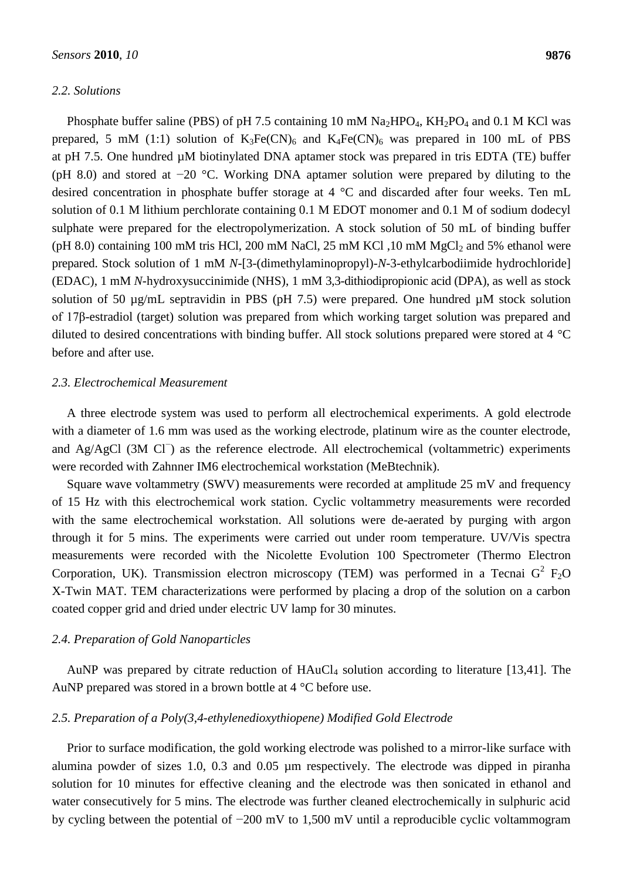### 2.2. Solutions

Phosphate buffer saline (PBS) of pH 7.5 containing 10 mM $Na_2HPO_4$, $KH_2PO_4$ and 0.1 M KCl was prepared, 5 mM (1:1) solution of $K_3Fe(CN)_6$ and $K_4Fe(CN)_6$ was prepared in 100 mL of PBS at pH 7.5. One hundred µM biotinylated DNA aptamer stock was prepared in tris EDTA (TE) buffer (pH 8.0) and stored at −20 °C. Working DNA aptamer solution were prepared by diluting to the desired concentration in phosphate buffer storage at 4 °C and discarded after four weeks. Ten mL solution of 0.1 M lithium perchlorate containing 0.1 M EDOT monomer and 0.1 M of sodium dodecyl sulphate were prepared for the electropolymerization. A stock solution of 50 mL of binding buffer (pH 8.0) containing 100 mM tris HCl, 200 mM NaCl, 25 mM KCl ,10 mM $MgCl_2$ and 5% ethanol were prepared. Stock solution of 1 mM *N*-[3-(dimethylaminopropyl)-*N*-3-ethylcarbodiimide hydrochloride] (EDAC), 1 mM *N*-hydroxysuccinimide (NHS), 1 mM 3,3-dithiodipropionic acid (DPA), as well as stock solution of 50 µg/mL septravidin in PBS (pH 7.5) were prepared. One hundred µM stock solution of 17β-estradiol (target) solution was prepared from which working target solution was prepared and diluted to desired concentrations with binding buffer. All stock solutions prepared were stored at 4 °C before and after use.

### 2.3. Electrochemical Measurement

A three electrode system was used to perform all electrochemical experiments. A gold electrode with a diameter of 1.6 mm was used as the working electrode, platinum wire as the counter electrode, and Ag/AgCl (3M $Cl^-$) as the reference electrode. All electrochemical (voltammetric) experiments were recorded with Zahnner IM6 electrochemical workstation (MeBtechnik).

Square wave voltammetry (SWV) measurements were recorded at amplitude 25 mV and frequency of 15 Hz with this electrochemical work station. Cyclic voltammetry measurements were recorded with the same electrochemical workstation. All solutions were de-aerated by purging with argon through it for 5 mins. The experiments were carried out under room temperature. UV/Vis spectra measurements were recorded with the Nicolette Evolution 100 Spectrometer (Thermo Electron Corporation, UK). Transmission electron microscopy (TEM) was performed in a Tecnai $G^2$ $F_2O$ X-Twin MAT. TEM characterizations were performed by placing a drop of the solution on a carbon coated copper grid and dried under electric UV lamp for 30 minutes.

### 2.4. Preparation of Gold Nanoparticles

AuNP was prepared by citrate reduction of $HAuCl_4$ solution according to literature [13,41]. The AuNP prepared was stored in a brown bottle at 4 °C before use.

### 2.5. Preparation of a Poly(3,4-ethylenedioxythiopene) Modified Gold Electrode

Prior to surface modification, the gold working electrode was polished to a mirror-like surface with alumina powder of sizes 1.0, 0.3 and 0.05 µm respectively. The electrode was dipped in piranha solution for 10 minutes for effective cleaning and the electrode was then sonicated in ethanol and water consecutively for 5 mins. The electrode was further cleaned electrochemically in sulphuric acid by cycling between the potential of −200 mV to 1,500 mV until a reproducible cyclic voltammogram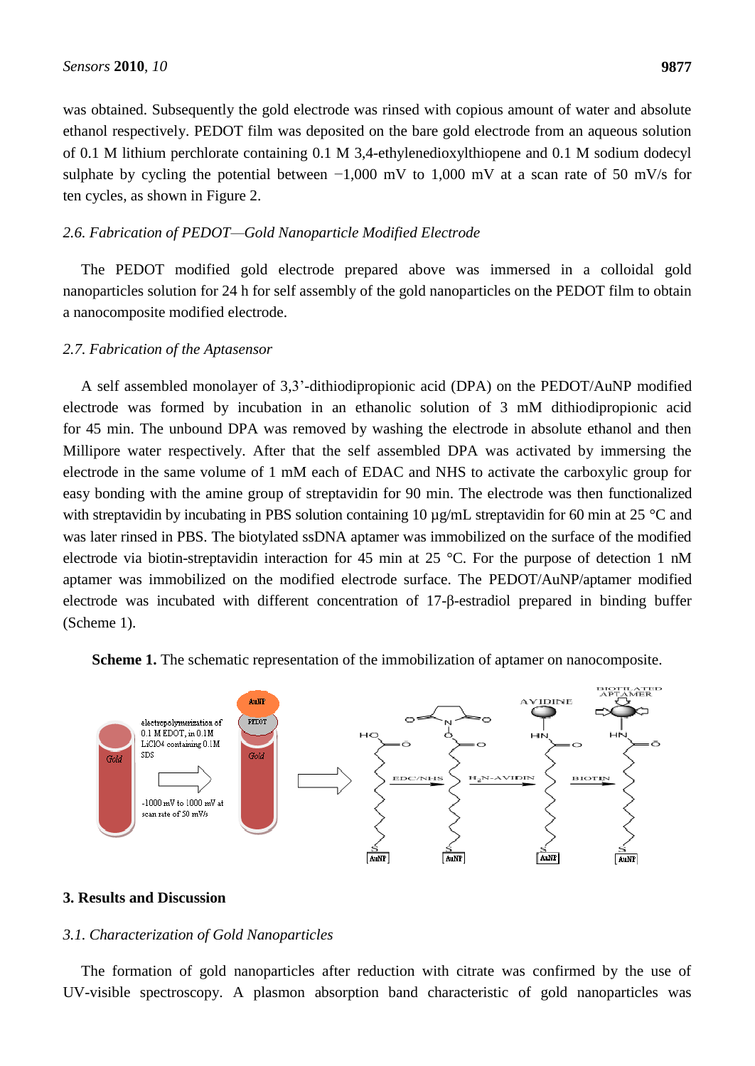was obtained. Subsequently the gold electrode was rinsed with copious amount of water and absolute ethanol respectively. PEDOT film was deposited on the bare gold electrode from an aqueous solution of 0.1 M lithium perchlorate containing 0.1 M 3,4-ethylenedioxylthiopene and 0.1 M sodium dodecyl sulphate by cycling the potential between −1,000 mV to 1,000 mV at a scan rate of 50 mV/s for ten cycles, as shown in Figure 2.

### *2.6. Fabrication of PEDOT—Gold Nanoparticle Modified Electrode*

The PEDOT modified gold electrode prepared above was immersed in a colloidal gold nanoparticles solution for 24 h for self assembly of the gold nanoparticles on the PEDOT film to obtain a nanocomposite modified electrode.

### *2.7. Fabrication of the Aptasensor*

A self assembled monolayer of 3,3'-dithiodipropionic acid (DPA) on the PEDOT/AuNP modified electrode was formed by incubation in an ethanolic solution of 3 mM dithiodipropionic acid for 45 min. The unbound DPA was removed by washing the electrode in absolute ethanol and then Millipore water respectively. After that the self assembled DPA was activated by immersing the electrode in the same volume of 1 mM each of EDAC and NHS to activate the carboxylic group for easy bonding with the amine group of streptavidin for 90 min. The electrode was then functionalized with streptavidin by incubating in PBS solution containing 10 µg/mL streptavidin for 60 min at 25 °C and was later rinsed in PBS. The biotylated ssDNA aptamer was immobilized on the surface of the modified electrode via biotin-streptavidin interaction for 45 min at 25 °C. For the purpose of detection 1 nM aptamer was immobilized on the modified electrode surface. The PEDOT/AuNP/aptamer modified electrode was incubated with different concentration of 17-β-estradiol prepared in binding buffer (Scheme 1).

**Scheme 1.** The schematic representation of the immobilization of aptamer on nanocomposite.

## 3. Results and Discussion

### *3.1. Characterization of Gold Nanoparticles*

The formation of gold nanoparticles after reduction with citrate was confirmed by the use of UV-visible spectroscopy. A plasmon absorption band characteristic of gold nanoparticles was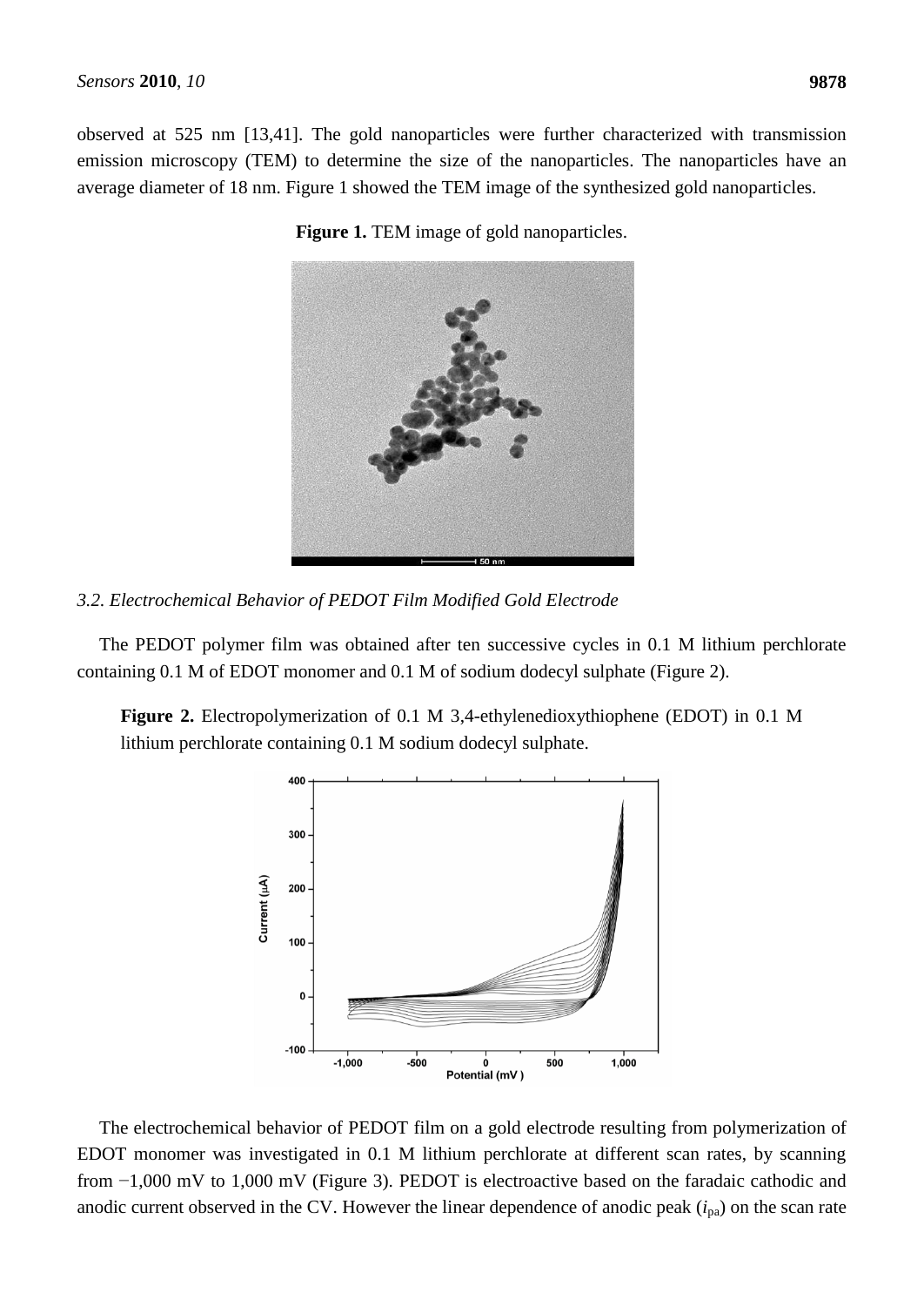observed at 525 nm [13,41]. The gold nanoparticles were further characterized with transmission emission microscopy (TEM) to determine the size of the nanoparticles. The nanoparticles have an average diameter of 18 nm. Figure 1 showed the TEM image of the synthesized gold nanoparticles.

**Figure 1.** TEM image of gold nanoparticles.

### *3.2. Electrochemical Behavior of PEDOT Film Modified Gold Electrode*

The PEDOT polymer film was obtained after ten successive cycles in 0.1 M lithium perchlorate containing 0.1 M of EDOT monomer and 0.1 M of sodium dodecyl sulphate (Figure 2).

**Figure 2.** Electropolymerization of 0.1 M 3,4-ethylenedioxythiophene (EDOT) in 0.1 M lithium perchlorate containing 0.1 M sodium dodecyl sulphate.

The electrochemical behavior of PEDOT film on a gold electrode resulting from polymerization of EDOT monomer was investigated in 0.1 M lithium perchlorate at different scan rates, by scanning from −1,000 mV to 1,000 mV (Figure 3). PEDOT is electroactive based on the faradaic cathodic and anodic current observed in the CV. However the linear dependence of anodic peak ($i_{pa}$) on the scan rate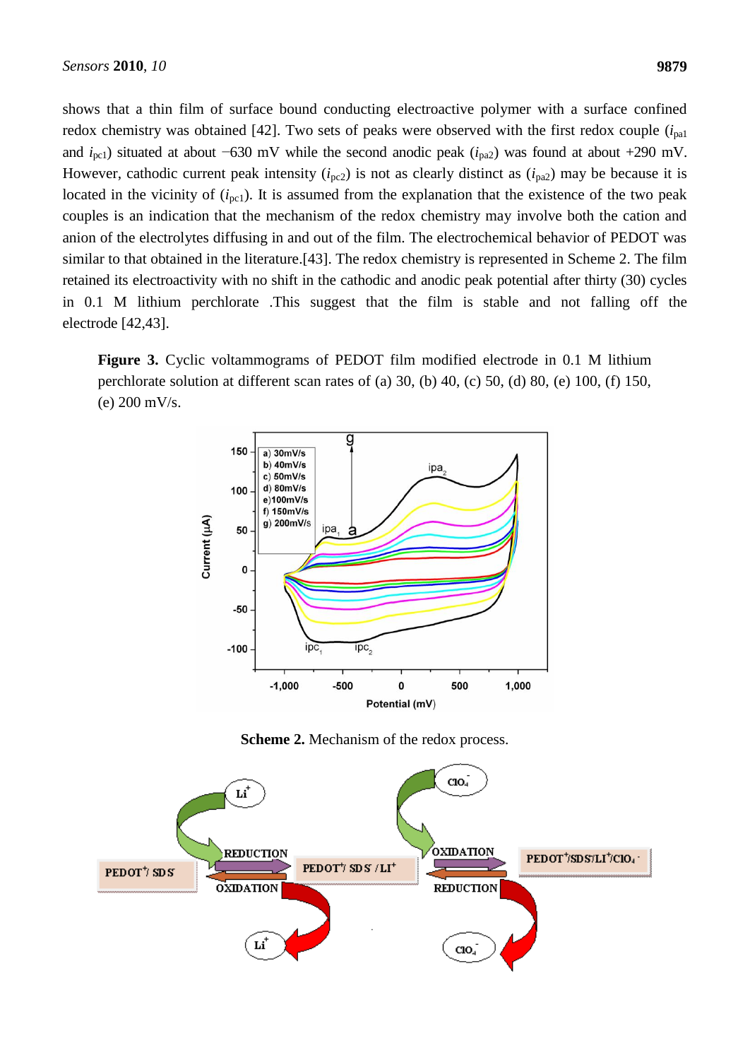shows that a thin film of surface bound conducting electroactive polymer with a surface confined redox chemistry was obtained [42]. Two sets of peaks were observed with the first redox couple ($i_{pa1}$ and $i_{pc1}$) situated at about −630 mV while the second anodic peak ($i_{pa2}$) was found at about +290 mV. However, cathodic current peak intensity ($i_{pc2}$) is not as clearly distinct as ($i_{pa2}$) may be because it is located in the vicinity of ($i_{pc1}$). It is assumed from the explanation that the existence of the two peak couples is an indication that the mechanism of the redox chemistry may involve both the cation and anion of the electrolytes diffusing in and out of the film. The electrochemical behavior of PEDOT was similar to that obtained in the literature.[43]. The redox chemistry is represented in Scheme 2. The film retained its electroactivity with no shift in the cathodic and anodic peak potential after thirty (30) cycles in 0.1 M lithium perchlorate .This suggest that the film is stable and not falling off the electrode [42,43].

**Figure 3.** Cyclic voltammograms of PEDOT film modified electrode in 0.1 M lithium perchlorate solution at different scan rates of (a) 30, (b) 40, (c) 50, (d) 80, (e) 100, (f) 150, (e) 200 mV/s.

**Scheme 2.** Mechanism of the redox process.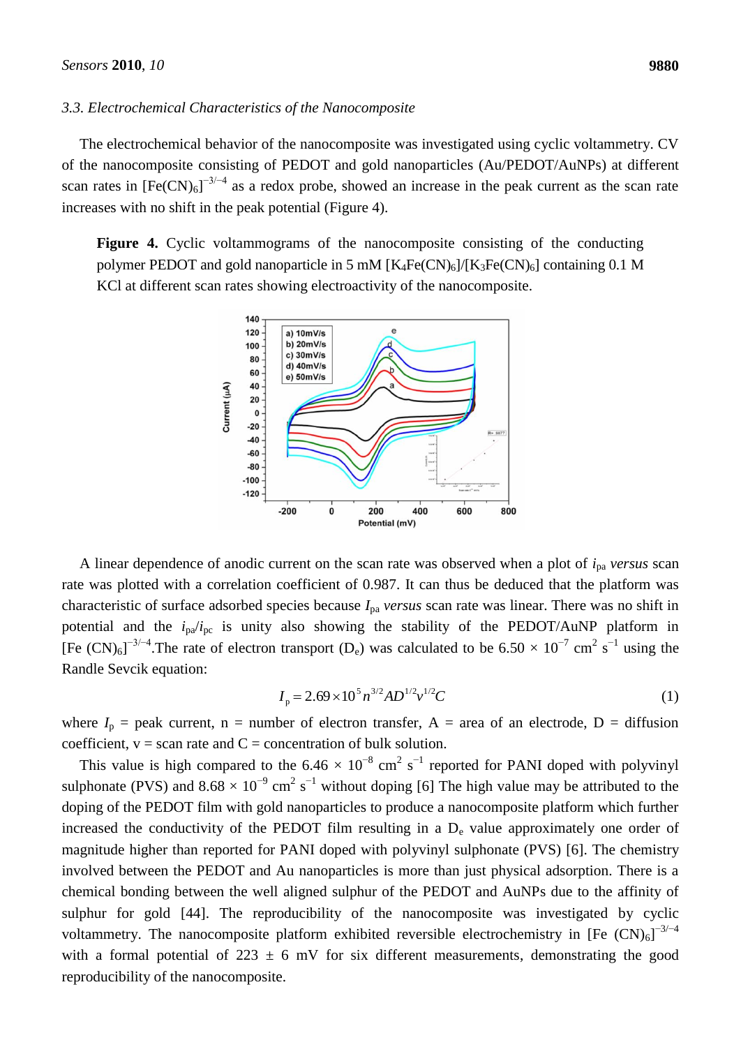### 3.3. Electrochemical Characteristics of the Nanocomposite

The electrochemical behavior of the nanocomposite was investigated using cyclic voltammetry. CV of the nanocomposite consisting of PEDOT and gold nanoparticles (Au/PEDOT/AuNPs) at different scan rates in $[Fe(CN)_6]^{-3/-4}$ as a redox probe, showed an increase in the peak current as the scan rate increases with no shift in the peak potential (Figure 4).

**Figure 4.** Cyclic voltammograms of the nanocomposite consisting of the conducting polymer PEDOT and gold nanoparticle in 5 mM $[K_4Fe(CN)_6]/[K_3Fe(CN)_6]$ containing 0.1 M KCl at different scan rates showing electroactivity of the nanocomposite.

A linear dependence of anodic current on the scan rate was observed when a plot of $i_{pa}$ *versus* scan rate was plotted with a correlation coefficient of 0.987. It can thus be deduced that the platform was characteristic of surface adsorbed species because $I_{pa}$ *versus* scan rate was linear. There was no shift in potential and the $i_{pa}/i_{pc}$ is unity also showing the stability of the PEDOT/AuNP platform in $[Fe (CN)_6]^{-3/-4}$.The rate of electron transport ($D_e$) was calculated to be $6.50 \times 10^{-7}$ $cm^2$ $s^{-1}$ using the Randle Sevcik equation:

$$I_p = 2.69 \times 10^5 n^{3/2} A D^{1/2} v^{1/2} C \tag{1}$$

where $I_p$ = peak current, n = number of electron transfer, A = area of an electrode, D = diffusion coefficient, v = scan rate and C = concentration of bulk solution.

This value is high compared to the $6.46 \times 10^{-8}$ $cm^2$ $s^{-1}$ reported for PANI doped with polyvinyl sulphonate (PVS) and $8.68 \times 10^{-9}$ $cm^2$ $s^{-1}$ without doping [6] The high value may be attributed to the doping of the PEDOT film with gold nanoparticles to produce a nanocomposite platform which further increased the conductivity of the PEDOT film resulting in a $D_e$ value approximately one order of magnitude higher than reported for PANI doped with polyvinyl sulphonate (PVS) [6]. The chemistry involved between the PEDOT and Au nanoparticles is more than just physical adsorption. There is a chemical bonding between the well aligned sulphur of the PEDOT and AuNPs due to the affinity of sulphur for gold [44]. The reproducibility of the nanocomposite was investigated by cyclic voltammetry. The nanocomposite platform exhibited reversible electrochemistry in $[Fe (CN)_6]^{-3/-4}$ with a formal potential of 223 ± 6 mV for six different measurements, demonstrating the good reproducibility of the nanocomposite.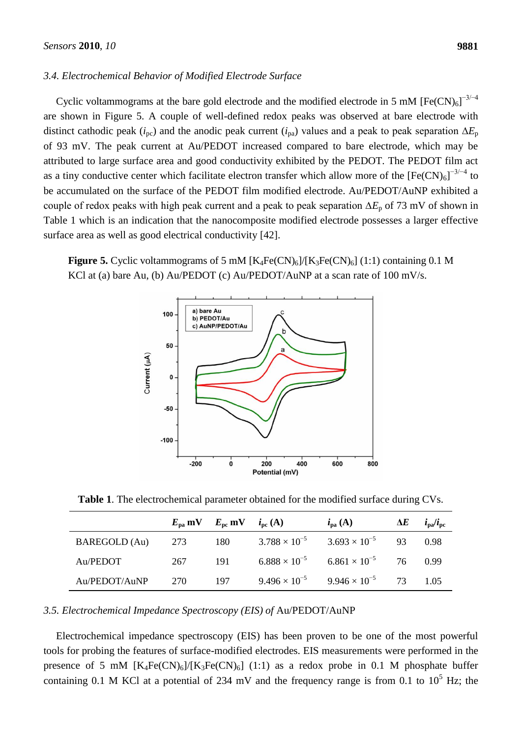### 3.4. Electrochemical Behavior of Modified Electrode Surface

Cyclic voltammograms at the bare gold electrode and the modified electrode in 5 mM $[Fe(CN)_6]^{-3/-4}$ are shown in Figure 5. A couple of well-defined redox peaks was observed at bare electrode with distinct cathodic peak ($i_{pc}$) and the anodic peak current ($i_{pa}$) values and a peak to peak separation $\Delta E_p$ of 93 mV. The peak current at Au/PEDOT increased compared to bare electrode, which may be attributed to large surface area and good conductivity exhibited by the PEDOT. The PEDOT film act as a tiny conductive center which facilitate electron transfer which allow more of the $[Fe(CN)_6]^{-3/-4}$ to be accumulated on the surface of the PEDOT film modified electrode. Au/PEDOT/AuNP exhibited a couple of redox peaks with high peak current and a peak to peak separation $\Delta E_p$ of 73 mV of shown in Table 1 which is an indication that the nanocomposite modified electrode possesses a larger effective surface area as well as good electrical conductivity [42].

**Figure 5.** Cyclic voltammograms of 5 mM $[K_4Fe(CN)_6]/[K_3Fe(CN)_6]$ (1:1) containing 0.1 M KCl at (a) bare Au, (b) Au/PEDOT (c) Au/PEDOT/AuNP at a scan rate of 100 mV/s.

**Table 1**. The electrochemical parameter obtained for the modified surface during CVs.

| | $E_{pa}$ mV | $E_{pc}$ mV | $i_{pc}$ (A) | $i_{pa}$ (A) | ΔE | $i_{pa}/i_{pc}$ |
|---|---|---|---|---|---|---|
| BAREGOLD (Au) | 273 | 180 | $3.788 \times 10^{-5}$ | $3.693 \times 10^{-5}$ | 93 | 0.98 |
| Au/PEDOT | 267 | 191 | $6.888 \times 10^{-5}$ | $6.861 \times 10^{-5}$ | 76 | 0.99 |
| Au/PEDOT/AuNP | 270 | 197 | $9.496 \times 10^{-5}$ | $9.946 \times 10^{-5}$ | 73 | 1.05 |

### 3.5. Electrochemical Impedance Spectroscopy (EIS) of Au/PEDOT/AuNP

Electrochemical impedance spectroscopy (EIS) has been proven to be one of the most powerful tools for probing the features of surface-modified electrodes. EIS measurements were performed in the presence of 5 mM $[K_4Fe(CN)_6]/[K_3Fe(CN)_6]$ (1:1) as a redox probe in 0.1 M phosphate buffer containing 0.1 M KCl at a potential of 234 mV and the frequency range is from 0.1 to $10^5$ Hz; the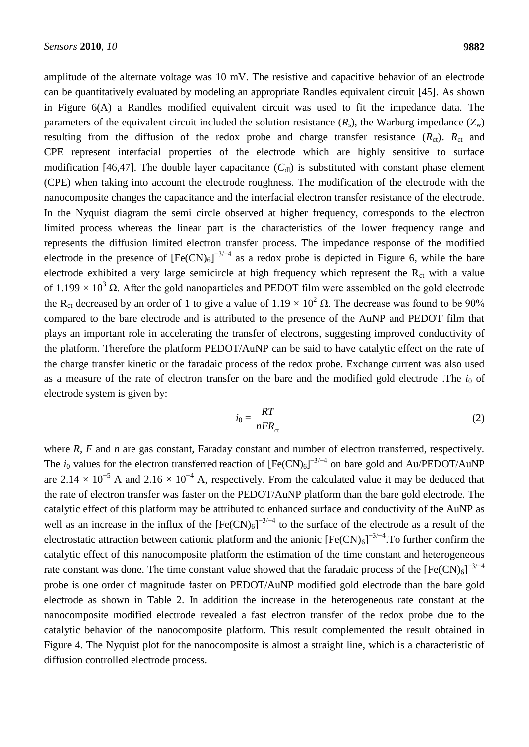amplitude of the alternate voltage was 10 mV. The resistive and capacitive behavior of an electrode can be quantitatively evaluated by modeling an appropriate Randles equivalent circuit [45]. As shown in Figure 6(A) a Randles modified equivalent circuit was used to fit the impedance data. The parameters of the equivalent circuit included the solution resistance ($R_s$), the Warburg impedance ($Z_w$) resulting from the diffusion of the redox probe and charge transfer resistance ($R_{ct}$). $R_{ct}$ and CPE represent interfacial properties of the electrode which are highly sensitive to surface modification [46,47]. The double layer capacitance ($C_{dl}$) is substituted with constant phase element (CPE) when taking into account the electrode roughness. The modification of the electrode with the nanocomposite changes the capacitance and the interfacial electron transfer resistance of the electrode. In the Nyquist diagram the semi circle observed at higher frequency, corresponds to the electron limited process whereas the linear part is the characteristics of the lower frequency range and represents the diffusion limited electron transfer process. The impedance response of the modified electrode in the presence of $[Fe(CN)_6]^{-3/-4}$ as a redox probe is depicted in Figure 6, while the bare electrode exhibited a very large semicircle at high frequency which represent the $R_{ct}$ with a value of $1.199 \times 10^3$ Ω. After the gold nanoparticles and PEDOT film were assembled on the gold electrode the $R_{ct}$ decreased by an order of 1 to give a value of $1.19 \times 10^2$ Ω. The decrease was found to be 90% compared to the bare electrode and is attributed to the presence of the AuNP and PEDOT film that plays an important role in accelerating the transfer of electrons, suggesting improved conductivity of the platform. Therefore the platform PEDOT/AuNP can be said to have catalytic effect on the rate of the charge transfer kinetic or the faradaic process of the redox probe. Exchange current was also used as a measure of the rate of electron transfer on the bare and the modified gold electrode .The $i_0$ of electrode system is given by:

$$i_0 = \frac{RT}{nFR_{ct}} \tag{2}$$

where $R$, $F$ and $n$ are gas constant, Faraday constant and number of electron transferred, respectively. The $i_0$ values for the electron transferred reaction of $[Fe(CN)_6]^{-3/-4}$ on bare gold and Au/PEDOT/AuNP are $2.14 \times 10^{-5}$ A and $2.16 \times 10^{-4}$ A, respectively. From the calculated value it may be deduced that the rate of electron transfer was faster on the PEDOT/AuNP platform than the bare gold electrode. The catalytic effect of this platform may be attributed to enhanced surface and conductivity of the AuNP as well as an increase in the influx of the $[Fe(CN)_6]^{-3/-4}$ to the surface of the electrode as a result of the electrostatic attraction between cationic platform and the anionic $[Fe(CN)_6]^{-3/-4}$.To further confirm the catalytic effect of this nanocomposite platform the estimation of the time constant and heterogeneous rate constant was done. The time constant value showed that the faradaic process of the $[Fe(CN)_6]^{-3/-4}$ probe is one order of magnitude faster on PEDOT/AuNP modified gold electrode than the bare gold electrode as shown in Table 2. In addition the increase in the heterogeneous rate constant at the nanocomposite modified electrode revealed a fast electron transfer of the redox probe due to the catalytic behavior of the nanocomposite platform. This result complemented the result obtained in Figure 4. The Nyquist plot for the nanocomposite is almost a straight line, which is a characteristic of diffusion controlled electrode process.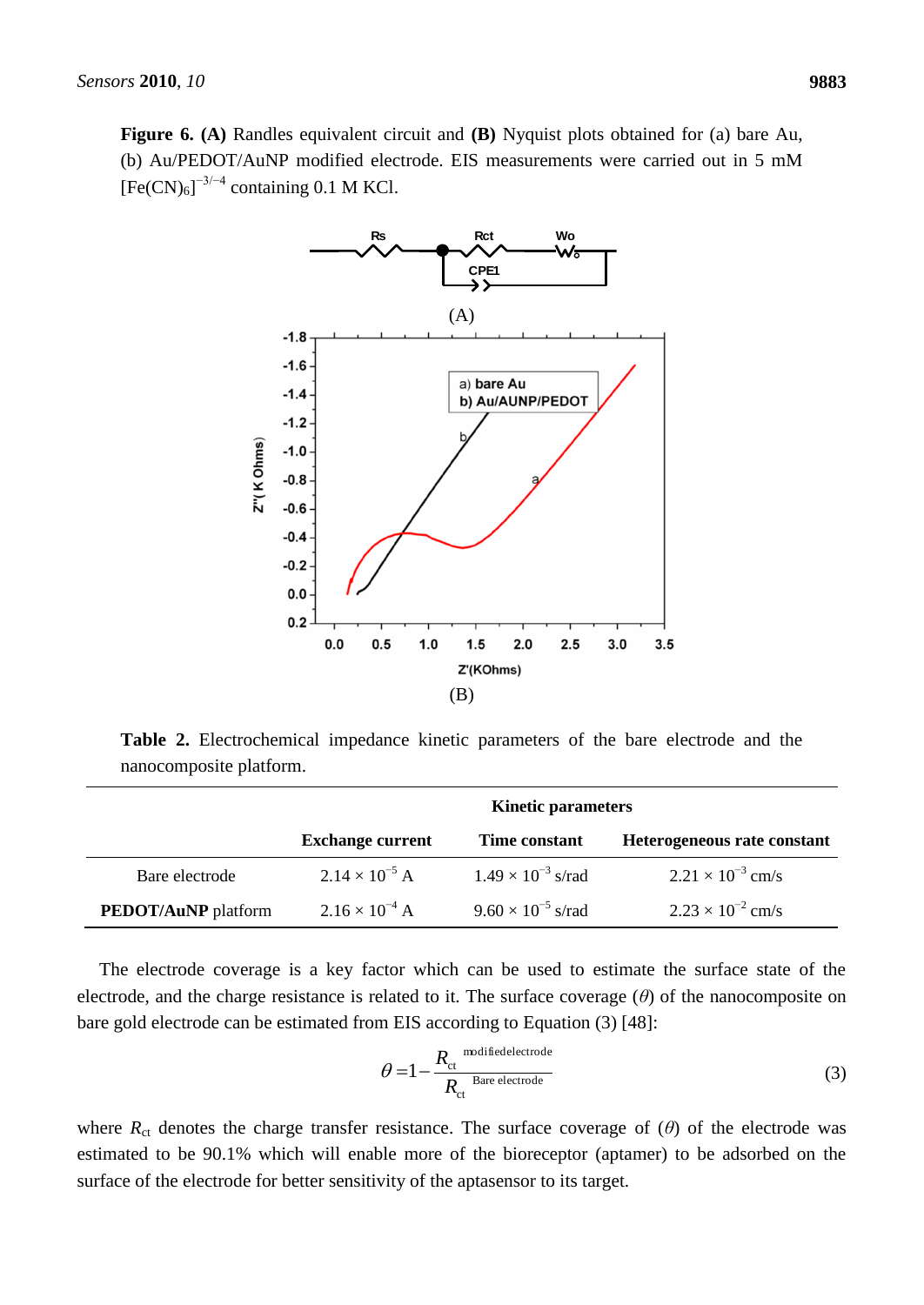**Figure 6. (A)** Randles equivalent circuit and **(B)** Nyquist plots obtained for (a) bare Au, (b) Au/PEDOT/AuNP modified electrode. EIS measurements were carried out in 5 mM $[Fe(CN)_6]^{-3/-4}$ containing 0.1 M KCl.

**Table 2.** Electrochemical impedance kinetic parameters of the bare electrode and the nanocomposite platform.

| | Kinetic parameters | | |
|---|---|---|---|
| | **Exchange current** | **Time constant** | **Heterogeneous rate constant** |
| Bare electrode | $2.14 \times 10^{-5}$ A | $1.49 \times 10^{-3}$ s/rad | $2.21 \times 10^{-3}$ cm/s |
| **PEDOT/AuNP** platform | $2.16 \times 10^{-4}$ A | $9.60 \times 10^{-5}$ s/rad | $2.23 \times 10^{-2}$ cm/s |

The electrode coverage is a key factor which can be used to estimate the surface state of the electrode, and the charge resistance is related to it. The surface coverage ($\theta$) of the nanocomposite on bare gold electrode can be estimated from EIS according to Equation (3) [48]:

$$\theta = 1 - \frac{R_{ct}^{\text{modified electrode}}}{R_{ct}^{\text{Bare electrode}}} \tag{3}$$

where $R_{ct}$ denotes the charge transfer resistance. The surface coverage of ($\theta$) of the electrode was estimated to be 90.1% which will enable more of the bioreceptor (aptamer) to be adsorbed on the surface of the electrode for better sensitivity of the aptasensor to its target.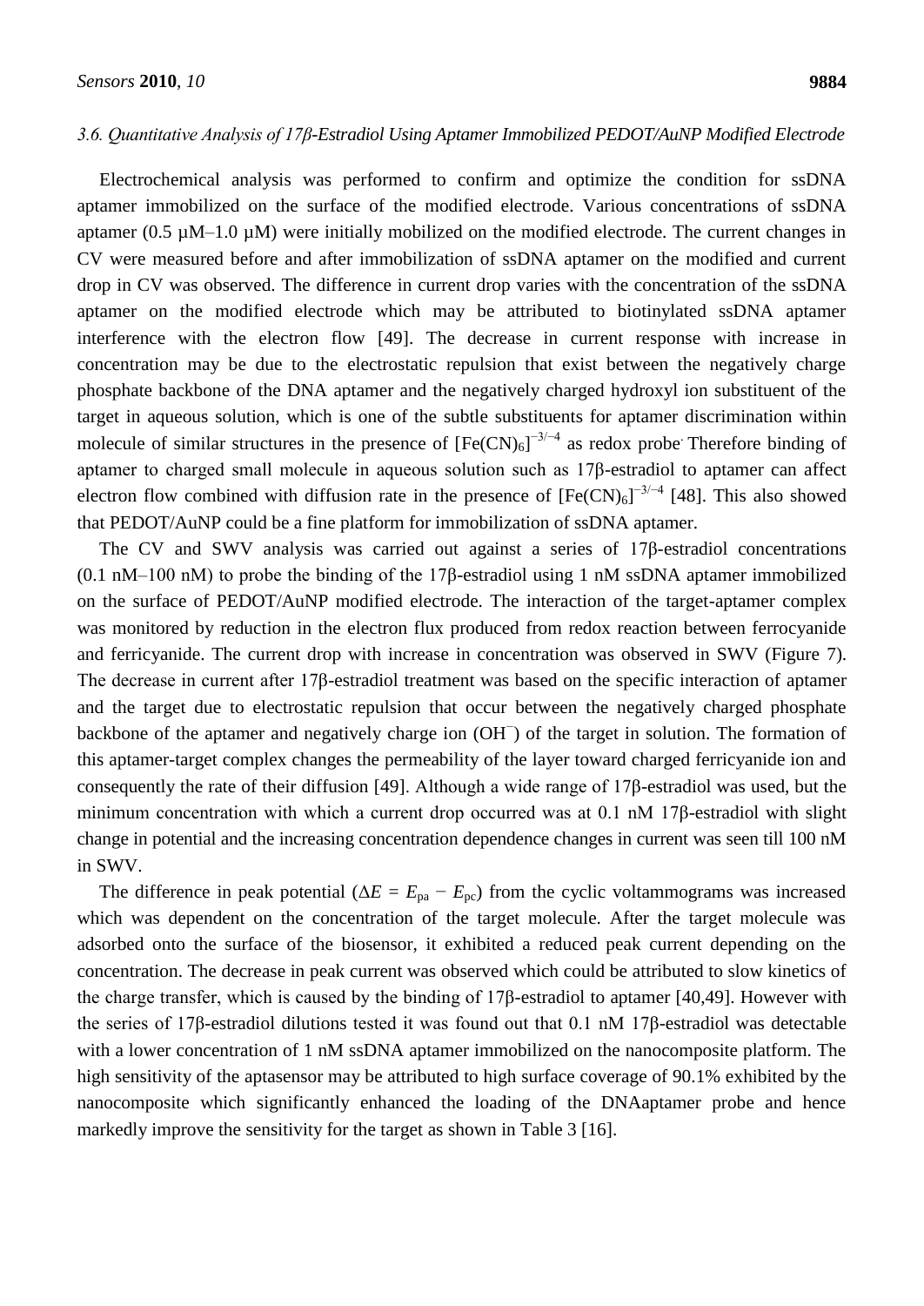### *3.6. Quantitative Analysis of 17β-Estradiol Using Aptamer Immobilized PEDOT/AuNP Modified Electrode*

Electrochemical analysis was performed to confirm and optimize the condition for ssDNA aptamer immobilized on the surface of the modified electrode. Various concentrations of ssDNA aptamer (0.5 µM–1.0 µM) were initially mobilized on the modified electrode. The current changes in CV were measured before and after immobilization of ssDNA aptamer on the modified and current drop in CV was observed. The difference in current drop varies with the concentration of the ssDNA aptamer on the modified electrode which may be attributed to biotinylated ssDNA aptamer interference with the electron flow [49]. The decrease in current response with increase in concentration may be due to the electrostatic repulsion that exist between the negatively charge phosphate backbone of the DNA aptamer and the negatively charged hydroxyl ion substituent of the target in aqueous solution, which is one of the subtle substituents for aptamer discrimination within molecule of similar structures in the presence of $[Fe(CN)_6]^{-3/-4}$ as redox probe. Therefore binding of aptamer to charged small molecule in aqueous solution such as 17β-estradiol to aptamer can affect electron flow combined with diffusion rate in the presence of $[Fe(CN)_6]^{-3/-4}$ [48]. This also showed that PEDOT/AuNP could be a fine platform for immobilization of ssDNA aptamer.

The CV and SWV analysis was carried out against a series of 17β-estradiol concentrations (0.1 nM–100 nM) to probe the binding of the 17β-estradiol using 1 nM ssDNA aptamer immobilized on the surface of PEDOT/AuNP modified electrode. The interaction of the target-aptamer complex was monitored by reduction in the electron flux produced from redox reaction between ferrocyanide and ferricyanide. The current drop with increase in concentration was observed in SWV (Figure 7). The decrease in current after 17β-estradiol treatment was based on the specific interaction of aptamer and the target due to electrostatic repulsion that occur between the negatively charged phosphate backbone of the aptamer and negatively charge ion ($OH^-$) of the target in solution. The formation of this aptamer-target complex changes the permeability of the layer toward charged ferricyanide ion and consequently the rate of their diffusion [49]. Although a wide range of 17β-estradiol was used, but the minimum concentration with which a current drop occurred was at 0.1 nM 17β-estradiol with slight change in potential and the increasing concentration dependence changes in current was seen till 100 nM in SWV.

The difference in peak potential ($\Delta E = E_{pa} - E_{pc}$) from the cyclic voltammograms was increased which was dependent on the concentration of the target molecule. After the target molecule was adsorbed onto the surface of the biosensor, it exhibited a reduced peak current depending on the concentration. The decrease in peak current was observed which could be attributed to slow kinetics of the charge transfer, which is caused by the binding of 17β-estradiol to aptamer [40,49]. However with the series of 17β-estradiol dilutions tested it was found out that 0.1 nM 17β-estradiol was detectable with a lower concentration of 1 nM ssDNA aptamer immobilized on the nanocomposite platform. The high sensitivity of the aptasensor may be attributed to high surface coverage of 90.1% exhibited by the nanocomposite which significantly enhanced the loading of the DNAaptamer probe and hence markedly improve the sensitivity for the target as shown in Table 3 [16].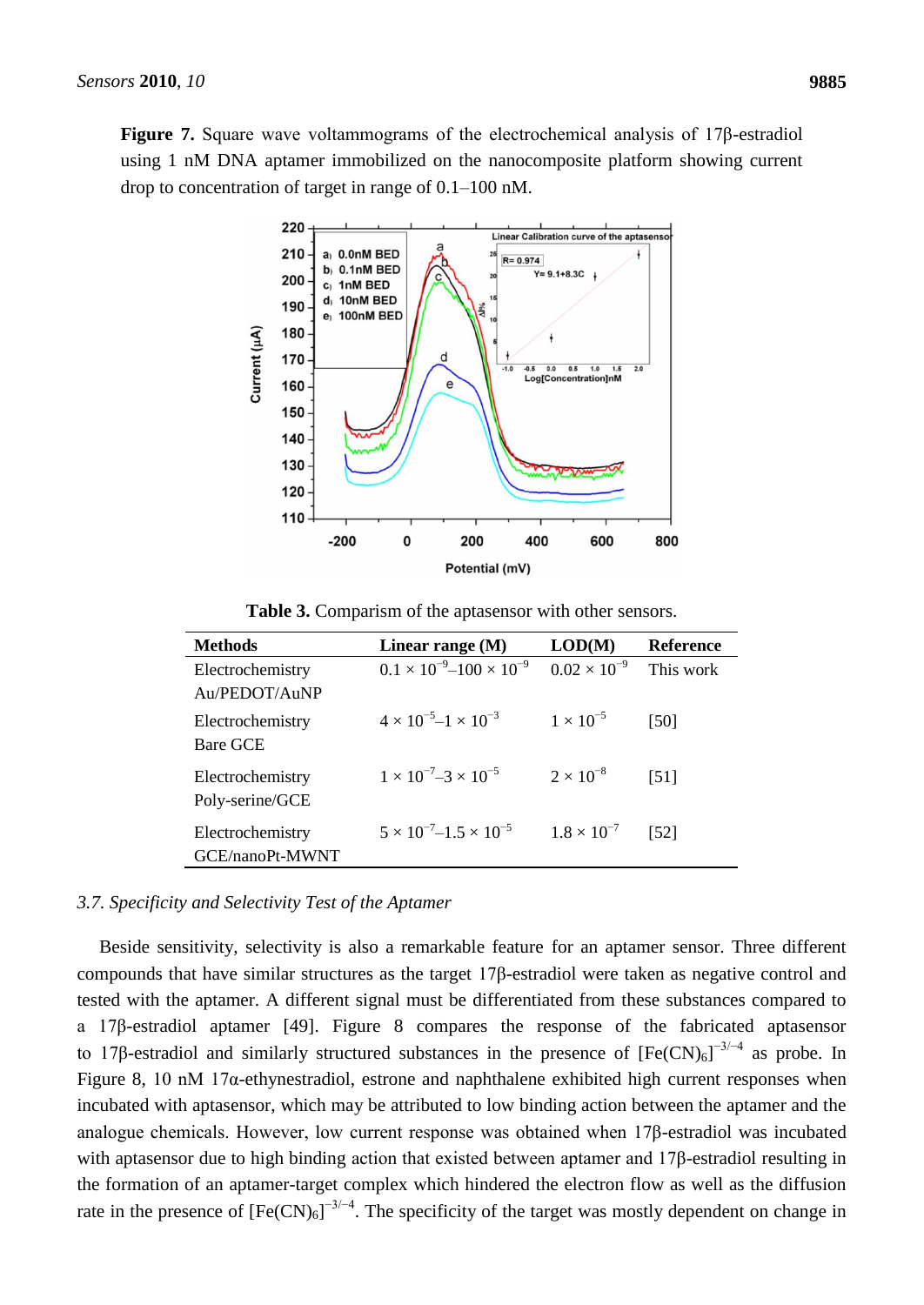**Figure 7.** Square wave voltammograms of the electrochemical analysis of 17β-estradiol using 1 nM DNA aptamer immobilized on the nanocomposite platform showing current drop to concentration of target in range of 0.1–100 nM.

**Table 3.** Comparism of the aptasensor with other sensors.

| Methods | Linear range (M) | LOD(M) | Reference |
|---|---|---|---|
| Electrochemistry Au/PEDOT/AuNP | $0.1 \times 10^{-9}$–$100 \times 10^{-9}$ | $0.02 \times 10^{-9}$ | This work |
| Electrochemistry Bare GCE | $4 \times 10^{-5}$–$1 \times 10^{-3}$ | $1 \times 10^{-5}$ | [50] |
| Electrochemistry Poly-serine/GCE | $1 \times 10^{-7}$–$3 \times 10^{-5}$ | $2 \times 10^{-8}$ | [51] |
| Electrochemistry GCE/nanoPt-MWNT | $5 \times 10^{-7}$–$1.5 \times 10^{-5}$ | $1.8 \times 10^{-7}$ | [52] |

### *3.7. Specificity and Selectivity Test of the Aptamer*

Beside sensitivity, selectivity is also a remarkable feature for an aptamer sensor. Three different compounds that have similar structures as the target 17β-estradiol were taken as negative control and tested with the aptamer. A different signal must be differentiated from these substances compared to a 17β-estradiol aptamer [49]. Figure 8 compares the response of the fabricated aptasensor to 17β-estradiol and similarly structured substances in the presence of $[Fe(CN)_6]^{-3/-4}$ as probe. In Figure 8, 10 nM 17α-ethynestradiol, estrone and naphthalene exhibited high current responses when incubated with aptasensor, which may be attributed to low binding action between the aptamer and the analogue chemicals. However, low current response was obtained when 17β-estradiol was incubated with aptasensor due to high binding action that existed between aptamer and 17β-estradiol resulting in the formation of an aptamer-target complex which hindered the electron flow as well as the diffusion rate in the presence of $[Fe(CN)_6]^{-3/-4}$. The specificity of the target was mostly dependent on change in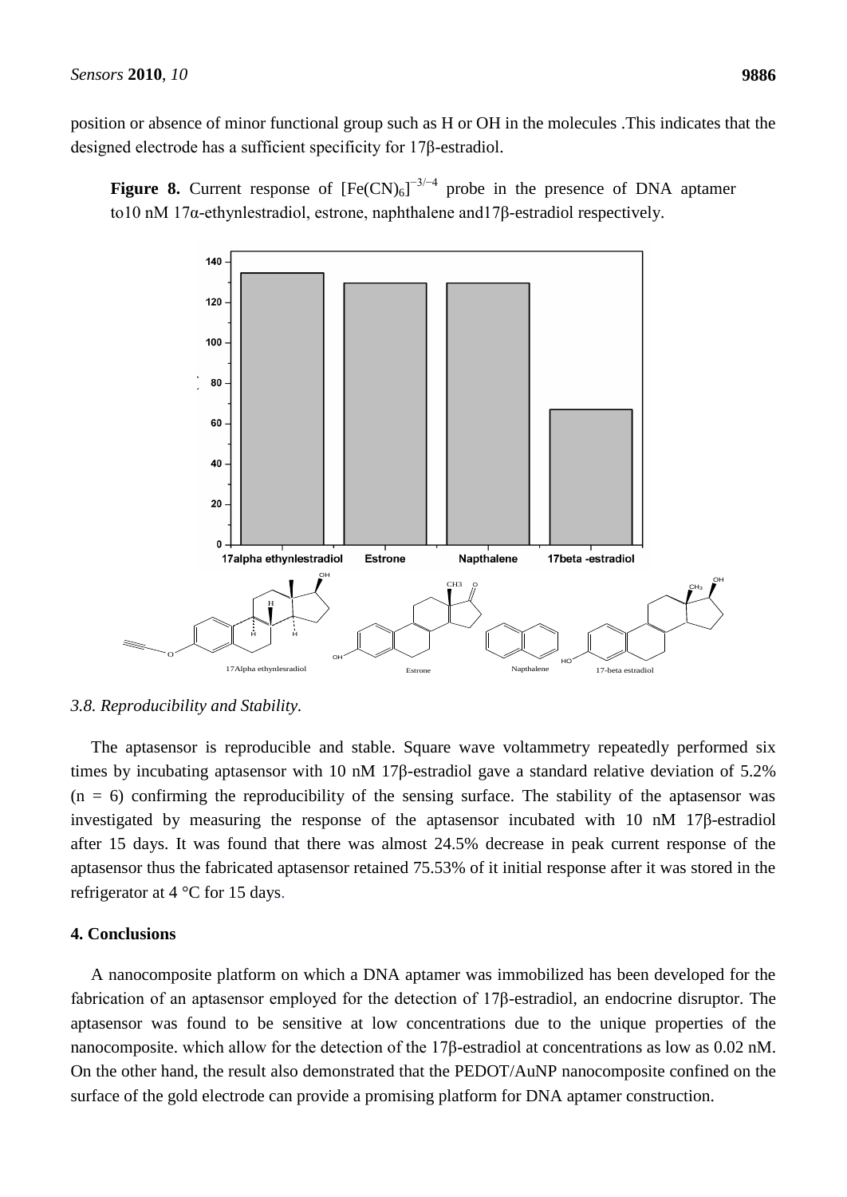position or absence of minor functional group such as H or OH in the molecules .This indicates that the designed electrode has a sufficient specificity for 17β-estradiol.

**Figure 8.** Current response of $[Fe(CN)_6]^{-3/-4}$ probe in the presence of DNA aptamer to10 nM 17α-ethynlestradiol, estrone, naphthalene and17β-estradiol respectively.

### 3.8. Reproducibility and Stability.

The aptasensor is reproducible and stable. Square wave voltammetry repeatedly performed six times by incubating aptasensor with 10 nM 17β-estradiol gave a standard relative deviation of 5.2% (n = 6) confirming the reproducibility of the sensing surface. The stability of the aptasensor was investigated by measuring the response of the aptasensor incubated with 10 nM 17β-estradiol after 15 days. It was found that there was almost 24.5% decrease in peak current response of the aptasensor thus the fabricated aptasensor retained 75.53% of it initial response after it was stored in the refrigerator at 4 °C for 15 days.

## 4. Conclusions

A nanocomposite platform on which a DNA aptamer was immobilized has been developed for the fabrication of an aptasensor employed for the detection of 17β-estradiol, an endocrine disruptor. The aptasensor was found to be sensitive at low concentrations due to the unique properties of the nanocomposite. which allow for the detection of the 17β-estradiol at concentrations as low as 0.02 nM. On the other hand, the result also demonstrated that the PEDOT/AuNP nanocomposite confined on the surface of the gold electrode can provide a promising platform for DNA aptamer construction.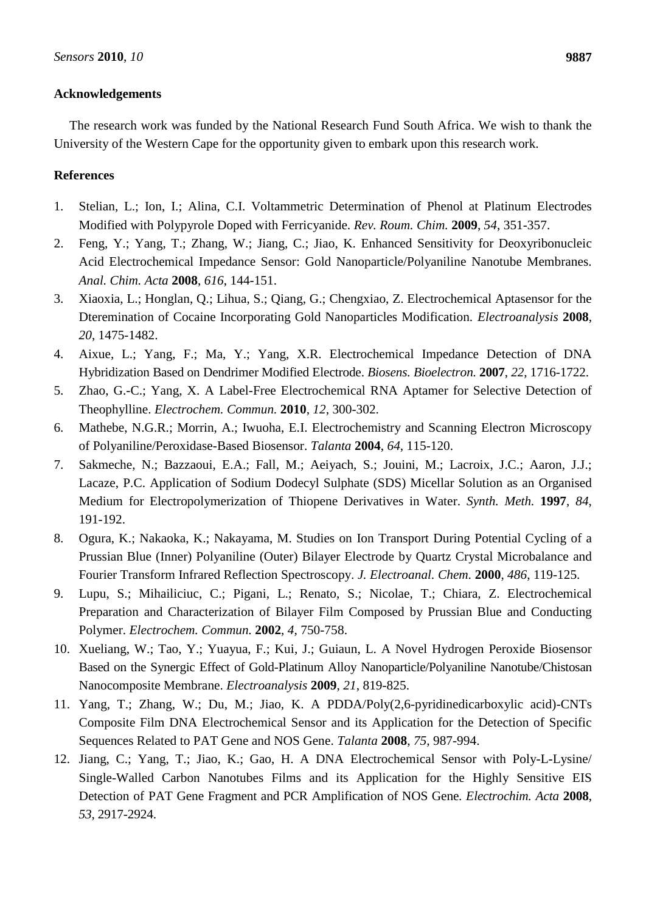## Acknowledgements

The research work was funded by the National Research Fund South Africa. We wish to thank the University of the Western Cape for the opportunity given to embark upon this research work.

## References

1. Stelian, L.; Ion, I.; Alina, C.I. Voltammetric Determination of Phenol at Platinum Electrodes Modified with Polypyrole Doped with Ferricyanide. *Rev. Roum. Chim.* **2009**, *54*, 351-357.
2. Feng, Y.; Yang, T.; Zhang, W.; Jiang, C.; Jiao, K. Enhanced Sensitivity for Deoxyribonucleic Acid Electrochemical Impedance Sensor: Gold Nanoparticle/Polyaniline Nanotube Membranes. *Anal. Chim. Acta* **2008**, *616*, 144-151.
3. Xiaoxia, L.; Honglan, Q.; Lihua, S.; Qiang, G.; Chengxiao, Z. Electrochemical Aptasensor for the Dteremination of Cocaine Incorporating Gold Nanoparticles Modification. *Electroanalysis* **2008**, *20*, 1475-1482.
4. Aixue, L.; Yang, F.; Ma, Y.; Yang, X.R. Electrochemical Impedance Detection of DNA Hybridization Based on Dendrimer Modified Electrode. *Biosens. Bioelectron.* **2007**, *22*, 1716-1722.
5. Zhao, G.-C.; Yang, X. A Label-Free Electrochemical RNA Aptamer for Selective Detection of Theophylline. *Electrochem. Commun.* **2010**, *12*, 300-302.
6. Mathebe, N.G.R.; Morrin, A.; Iwuoha, E.I. Electrochemistry and Scanning Electron Microscopy of Polyaniline/Peroxidase-Based Biosensor. *Talanta* **2004**, *64*, 115-120.
7. Sakmeche, N.; Bazzaoui, E.A.; Fall, M.; Aeiyach, S.; Jouini, M.; Lacroix, J.C.; Aaron, J.J.; Lacaze, P.C. Application of Sodium Dodecyl Sulphate (SDS) Micellar Solution as an Organised Medium for Electropolymerization of Thiopene Derivatives in Water. *Synth. Meth.* **1997**, *84*, 191-192.
8. Ogura, K.; Nakaoka, K.; Nakayama, M. Studies on Ion Transport During Potential Cycling of a Prussian Blue (Inner) Polyaniline (Outer) Bilayer Electrode by Quartz Crystal Microbalance and Fourier Transform Infrared Reflection Spectroscopy. *J. Electroanal. Chem.* **2000**, *486*, 119-125.
9. Lupu, S.; Mihailiciuc, C.; Pigani, L.; Renato, S.; Nicolae, T.; Chiara, Z. Electrochemical Preparation and Characterization of Bilayer Film Composed by Prussian Blue and Conducting Polymer. *Electrochem. Commun.* **2002**, *4*, 750-758.
10. Xueliang, W.; Tao, Y.; Yuayua, F.; Kui, J.; Guiaun, L. A Novel Hydrogen Peroxide Biosensor Based on the Synergic Effect of Gold-Platinum Alloy Nanoparticle/Polyaniline Nanotube/Chistosan Nanocomposite Membrane. *Electroanalysis* **2009**, *21*, 819-825.
11. Yang, T.; Zhang, W.; Du, M.; Jiao, K. A PDDA/Poly(2,6-pyridinedicarboxylic acid)-CNTs Composite Film DNA Electrochemical Sensor and its Application for the Detection of Specific Sequences Related to PAT Gene and NOS Gene. *Talanta* **2008**, *75*, 987-994.
12. Jiang, C.; Yang, T.; Jiao, K.; Gao, H. A DNA Electrochemical Sensor with Poly-L-Lysine/ Single-Walled Carbon Nanotubes Films and its Application for the Highly Sensitive EIS Detection of PAT Gene Fragment and PCR Amplification of NOS Gene. *Electrochim. Acta* **2008**, *53*, 2917-2924.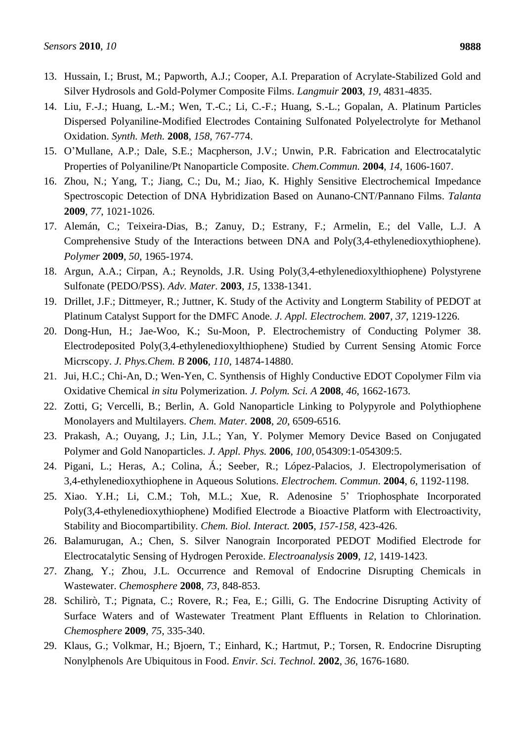13. Hussain, I.; Brust, M.; Papworth, A.J.; Cooper, A.I. Preparation of Acrylate-Stabilized Gold and Silver Hydrosols and Gold-Polymer Composite Films. *Langmuir* **2003**, *19*, 4831-4835.
14. Liu, F.-J.; Huang, L.-M.; Wen, T.-C.; Li, C.-F.; Huang, S.-L.; Gopalan, A. Platinum Particles Dispersed Polyaniline-Modified Electrodes Containing Sulfonated Polyelectrolyte for Methanol Oxidation. *Synth. Meth.* **2008**, *158*, 767-774.
15. O'Mullane, A.P.; Dale, S.E.; Macpherson, J.V.; Unwin, P.R. Fabrication and Electrocatalytic Properties of Polyaniline/Pt Nanoparticle Composite. *Chem.Commun.* **2004**, *14*, 1606-1607.
16. Zhou, N.; Yang, T.; Jiang, C.; Du, M.; Jiao, K. Highly Sensitive Electrochemical Impedance Spectroscopic Detection of DNA Hybridization Based on Aunano-CNT/Pannano Films. *Talanta* **2009**, *77*, 1021-1026.
17. Alemán, C.; Teixeira-Dias, B.; Zanuy, D.; Estrany, F.; Armelin, E.; del Valle, L.J. A Comprehensive Study of the Interactions between DNA and Poly(3,4-ethylenedioxythiophene). *Polymer* **2009**, *50*, 1965-1974.
18. Argun, A.A.; Cirpan, A.; Reynolds, J.R. Using Poly(3,4-ethylenedioxylthiophene) Polystyrene Sulfonate (PEDO/PSS). *Adv. Mater.* **2003**, *15*, 1338-1341.
19. Drillet, J.F.; Dittmeyer, R.; Juttner, K. Study of the Activity and Longterm Stability of PEDOT at Platinum Catalyst Support for the DMFC Anode. *J. Appl. Electrochem.* **2007**, *37*, 1219-1226.
20. Dong-Hun, H.; Jae-Woo, K.; Su-Moon, P. Electrochemistry of Conducting Polymer 38. Electrodeposited Poly(3,4-ethylenedioxylthiophene) Studied by Current Sensing Atomic Force Micrscopy. *J. Phys.Chem. B* **2006**, *110*, 14874-14880.
21. Jui, H.C.; Chi-An, D.; Wen-Yen, C. Synthensis of Highly Conductive EDOT Copolymer Film via Oxidative Chemical *in situ* Polymerization. *J. Polym. Sci. A* **2008**, *46*, 1662-1673.
22. Zotti, G; Vercelli, B.; Berlin, A. Gold Nanoparticle Linking to Polypyrole and Polythiophene Monolayers and Multilayers. *Chem. Mater.* **2008**, *20*, 6509-6516.
23. Prakash, A.; Ouyang, J.; Lin, J.L.; Yan, Y. Polymer Memory Device Based on Conjugated Polymer and Gold Nanoparticles. *J. Appl. Phys.* **2006**, *100*, 054309:1-054309:5.
24. Pigani, L.; Heras, A.; Colina, Á.; Seeber, R.; López-Palacios, J. Electropolymerisation of 3,4-ethylenedioxythiophene in Aqueous Solutions. *Electrochem. Commun.* **2004**, *6*, 1192-1198.
25. Xiao. Y.H.; Li, C.M.; Toh, M.L.; Xue, R. Adenosine 5' Triophosphate Incorporated Poly(3,4-ethylenedioxythiophene) Modified Electrode a Bioactive Platform with Electroactivity, Stability and Biocompartibility. *Chem. Biol. Interact.* **2005**, *157-158*, 423-426.
26. Balamurugan, A.; Chen, S. Silver Nanograin Incorporated PEDOT Modified Electrode for Electrocatalytic Sensing of Hydrogen Peroxide. *Electroanalysis* **2009**, *12*, 1419-1423.
27. Zhang, Y.; Zhou, J.L. Occurrence and Removal of Endocrine Disrupting Chemicals in Wastewater. *Chemosphere* **2008**, *73*, 848-853.
28. Schilirò, T.; Pignata, C.; Rovere, R.; Fea, E.; Gilli, G. The Endocrine Disrupting Activity of Surface Waters and of Wastewater Treatment Plant Effluents in Relation to Chlorination. *Chemosphere* **2009**, *75*, 335-340.
29. Klaus, G.; Volkmar, H.; Bjoern, T.; Einhard, K.; Hartmut, P.; Torsen, R. Endocrine Disrupting Nonylphenols Are Ubiquitous in Food. *Envir. Sci. Technol.* **2002**, *36*, 1676-1680.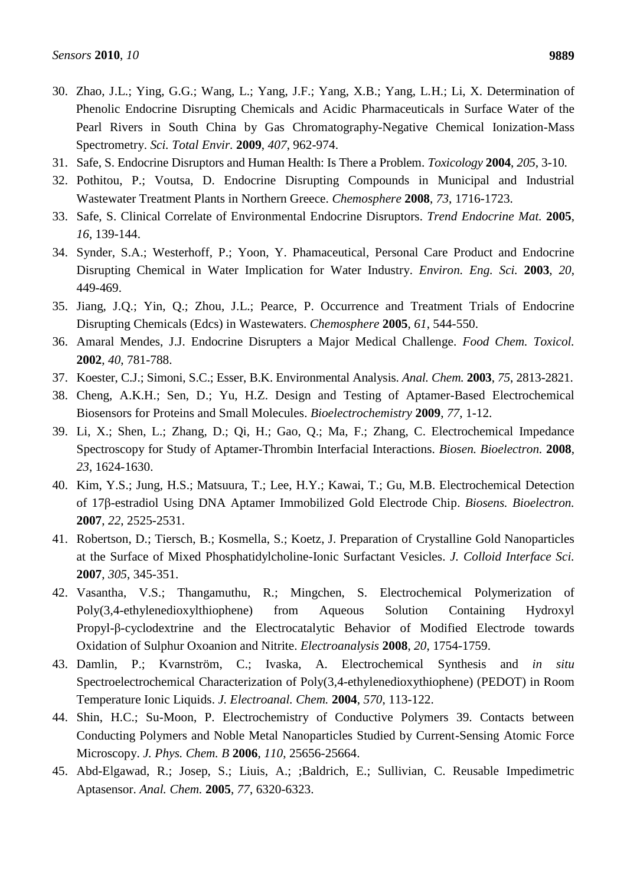30. Zhao, J.L.; Ying, G.G.; Wang, L.; Yang, J.F.; Yang, X.B.; Yang, L.H.; Li, X. Determination of Phenolic Endocrine Disrupting Chemicals and Acidic Pharmaceuticals in Surface Water of the Pearl Rivers in South China by Gas Chromatography-Negative Chemical Ionization-Mass Spectrometry. *Sci. Total Envir*. **2009**, *407*, 962-974.
31. Safe, S. Endocrine Disruptors and Human Health: Is There a Problem. *Toxicology* **2004**, *205*, 3-10.
32. Pothitou, P.; Voutsa, D. Endocrine Disrupting Compounds in Municipal and Industrial Wastewater Treatment Plants in Northern Greece. *Chemosphere* **2008**, *73*, 1716-1723.
33. Safe, S. Clinical Correlate of Environmental Endocrine Disruptors. *Trend Endocrine Mat.* **2005**, *16*, 139-144.
34. Synder, S.A.; Westerhoff, P.; Yoon, Y. Phamaceutical, Personal Care Product and Endocrine Disrupting Chemical in Water Implication for Water Industry. *Environ. Eng. Sci.* **2003**, *20*, 449-469.
35. Jiang, J.Q.; Yin, Q.; Zhou, J.L.; Pearce, P. Occurrence and Treatment Trials of Endocrine Disrupting Chemicals (Edcs) in Wastewaters. *Chemosphere* **2005**, *61*, 544-550.
36. Amaral Mendes, J.J. Endocrine Disrupters a Major Medical Challenge. *Food Chem. Toxicol.* **2002**, *40*, 781-788.
37. Koester, C.J.; Simoni, S.C.; Esser, B.K. Environmental Analysis. *Anal. Chem.* **2003**, *75*, 2813-2821.
38. Cheng, A.K.H.; Sen, D.; Yu, H.Z. Design and Testing of Aptamer-Based Electrochemical Biosensors for Proteins and Small Molecules. *Bioelectrochemistry* **2009**, *77*, 1-12.
39. Li, X.; Shen, L.; Zhang, D.; Qi, H.; Gao, Q.; Ma, F.; Zhang, C. Electrochemical Impedance Spectroscopy for Study of Aptamer-Thrombin Interfacial Interactions. *Biosen. Bioelectron.* **2008**, *23*, 1624-1630.
40. Kim, Y.S.; Jung, H.S.; Matsuura, T.; Lee, H.Y.; Kawai, T.; Gu, M.B. Electrochemical Detection of 17β-estradiol Using DNA Aptamer Immobilized Gold Electrode Chip. *Biosens. Bioelectron.* **2007**, *22*, 2525-2531.
41. Robertson, D.; Tiersch, B.; Kosmella, S.; Koetz, J. Preparation of Crystalline Gold Nanoparticles at the Surface of Mixed Phosphatidylcholine-Ionic Surfactant Vesicles. *J. Colloid Interface Sci.* **2007**, *305*, 345-351.
42. Vasantha, V.S.; Thangamuthu, R.; Mingchen, S. Electrochemical Polymerization of Poly(3,4-ethylenedioxylthiophene) from Aqueous Solution Containing Hydroxyl Propyl-β-cyclodextrine and the Electrocatalytic Behavior of Modified Electrode towards Oxidation of Sulphur Oxoanion and Nitrite. *Electroanalysis* **2008**, *20*, 1754-1759.
43. Damlin, P.; Kvarnström, C.; Ivaska, A. Electrochemical Synthesis and *in situ* Spectroelectrochemical Characterization of Poly(3,4-ethylenedioxythiophene) (PEDOT) in Room Temperature Ionic Liquids. *J. Electroanal. Chem.* **2004**, *570*, 113-122.
44. Shin, H.C.; Su-Moon, P. Electrochemistry of Conductive Polymers 39. Contacts between Conducting Polymers and Noble Metal Nanoparticles Studied by Current-Sensing Atomic Force Microscopy. *J. Phys. Chem. B* **2006**, *110*, 25656-25664.
45. Abd-Elgawad, R.; Josep, S.; Liuis, A.; ;Baldrich, E.; Sullivian, C. Reusable Impedimetric Aptasensor. *Anal. Chem.* **2005**, *77*, 6320-6323.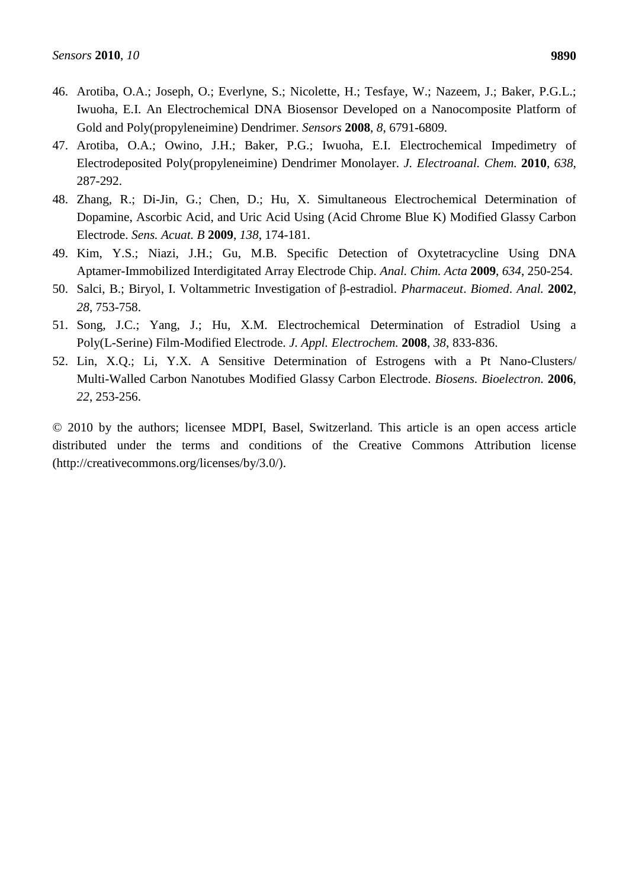46. Arotiba, O.A.; Joseph, O.; Everlyne, S.; Nicolette, H.; Tesfaye, W.; Nazeem, J.; Baker, P.G.L.; Iwuoha, E.I. An Electrochemical DNA Biosensor Developed on a Nanocomposite Platform of Gold and Poly(propyleneimine) Dendrimer. *Sensors* **2008**, *8*, 6791-6809.
47. Arotiba, O.A.; Owino, J.H.; Baker, P.G.; Iwuoha, E.I. Electrochemical Impedimetry of Electrodeposited Poly(propyleneimine) Dendrimer Monolayer. *J. Electroanal. Chem.* **2010**, *638*, 287-292.
48. Zhang, R.; Di-Jin, G.; Chen, D.; Hu, X. Simultaneous Electrochemical Determination of Dopamine, Ascorbic Acid, and Uric Acid Using (Acid Chrome Blue K) Modified Glassy Carbon Electrode. *Sens. Acuat. B* **2009**, *138*, 174-181.
49. Kim, Y.S.; Niazi, J.H.; Gu, M.B. Specific Detection of Oxytetracycline Using DNA Aptamer-Immobilized Interdigitated Array Electrode Chip. *Anal. Chim. Acta* **2009**, *634*, 250-254.
50. Salci, B.; Biryol, I. Voltammetric Investigation of β-estradiol. *Pharmaceut. Biomed. Anal.* **2002**, *28*, 753-758.
51. Song, J.C.; Yang, J.; Hu, X.M. Electrochemical Determination of Estradiol Using a Poly(L-Serine) Film-Modified Electrode. *J. Appl. Electrochem.* **2008**, *38*, 833-836.
52. Lin, X.Q.; Li, Y.X. A Sensitive Determination of Estrogens with a Pt Nano-Clusters/ Multi-Walled Carbon Nanotubes Modified Glassy Carbon Electrode. *Biosens. Bioelectron.* **2006**, *22*, 253-256.

© 2010 by the authors; licensee MDPI, Basel, Switzerland. This article is an open access article distributed under the terms and conditions of the Creative Commons Attribution license (http://creativecommons.org/licenses/by/3.0/).